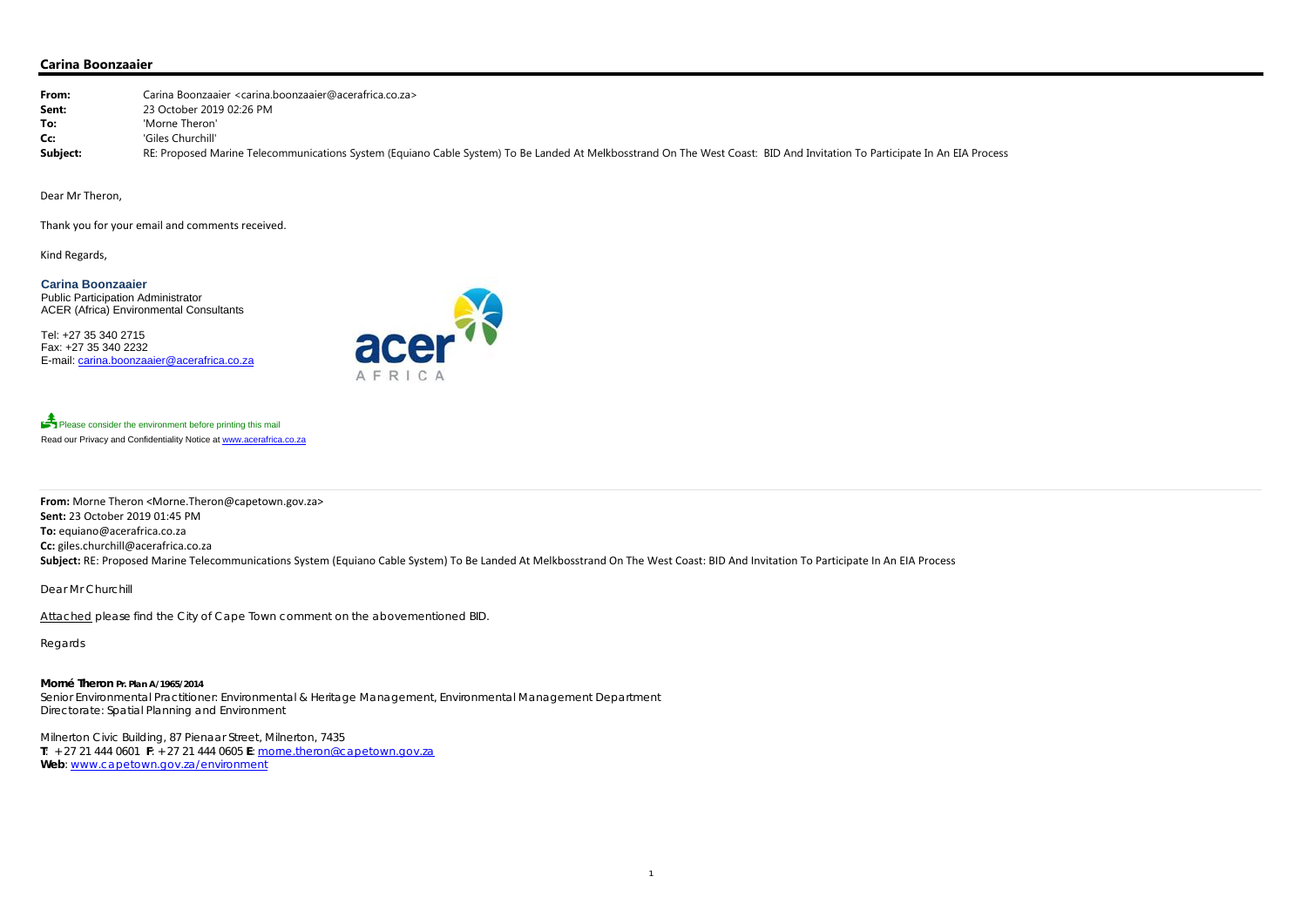**Carina Boonzaaier**

---

| | |
|---|---|
| **From:** | Carina Boonzaaier <carina.boonzaaier@acerafrica.co.za> |
| **Sent:** | 23 October 2019 02:26 PM |
| **To:** | 'Morne Theron' |
| **Cc:** | 'Giles Churchill' |
| **Subject:** | RE: Proposed Marine Telecommunications System (Equiano Cable System) To Be Landed At Melkbosstrand On The West Coast: BID And Invitation To Participate In An EIA Process |

Dear Mr Theron,

Thank you for your email and comments received.

Kind Regards,

**Carina Boonzaaier**
Public Participation Administrator
ACER (Africa) Environmental Consultants

Tel: +27 35 340 2715
Fax: +27 35 340 2232
E-mail: carina.boonzaaier@acerafrica.co.za

Please consider the environment before printing this mail
Read our Privacy and Confidentiality Notice at www.acerafrica.co.za

---

**From:** Morne Theron <Morne.Theron@capetown.gov.za>
**Sent:** 23 October 2019 01:45 PM
**To:** equiano@acerafrica.co.za
**Cc:** giles.churchill@acerafrica.co.za
**Subject:** RE: Proposed Marine Telecommunications System (Equiano Cable System) To Be Landed At Melkbosstrand On The West Coast: BID And Invitation To Participate In An EIA Process

Dear Mr Churchill

Attached please find the City of Cape Town comment on the abovementioned BID.

Regards

**Morné Theron Pr. Plan A/1965/2014**
Senior Environmental Practitioner: Environmental & Heritage Management, Environmental Management Department
Directorate: Spatial Planning and Environment

Milnerton Civic Building, 87 Pienaar Street, Milnerton, 7435
**T**: +27 21 444 0601 **F**: +27 21 444 0605 **E**: morne.theron@capetown.gov.za
**Web**: www.capetown.gov.za/environment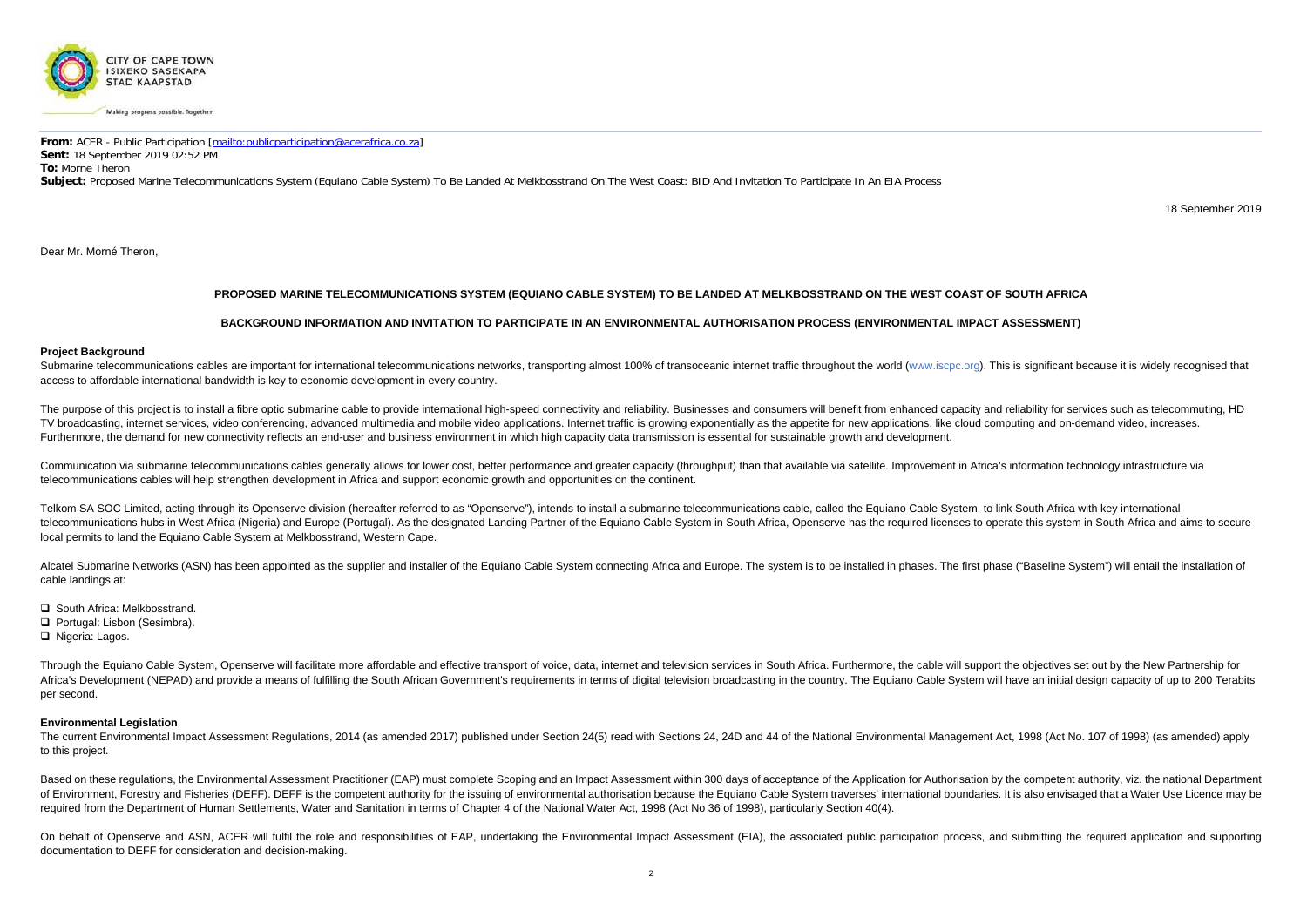CITY OF CAPE TOWN
ISIXEKO SASEKAPA
STAD KAAPSTAD

Making progress possible. Together.

**From:** ACER - Public Participation [mailto:publicparticipation@acerafrica.co.za]
**Sent:** 18 September 2019 02:52 PM
**To:** Morne Theron
**Subject:** Proposed Marine Telecommunications System (Equiano Cable System) To Be Landed At Melkbosstrand On The West Coast: BID And Invitation To Participate In An EIA Process

18 September 2019

Dear Mr. Morné Theron,

**PROPOSED MARINE TELECOMMUNICATIONS SYSTEM (EQUIANO CABLE SYSTEM) TO BE LANDED AT MELKBOSSTRAND ON THE WEST COAST OF SOUTH AFRICA**

**BACKGROUND INFORMATION AND INVITATION TO PARTICIPATE IN AN ENVIRONMENTAL AUTHORISATION PROCESS (ENVIRONMENTAL IMPACT ASSESSMENT)**

**Project Background**

Submarine telecommunications cables are important for international telecommunications networks, transporting almost 100% of transoceanic internet traffic throughout the world (www.iscpc.org). This is significant because it is widely recognised that access to affordable international bandwidth is key to economic development in every country.

The purpose of this project is to install a fibre optic submarine cable to provide international high-speed connectivity and reliability. Businesses and consumers will benefit from enhanced capacity and reliability for services such as telecommuting, HD TV broadcasting, internet services, video conferencing, advanced multimedia and mobile video applications. Internet traffic is growing exponentially as the appetite for new applications, like cloud computing and on-demand video, increases. Furthermore, the demand for new connectivity reflects an end-user and business environment in which high capacity data transmission is essential for sustainable growth and development.

Communication via submarine telecommunications cables generally allows for lower cost, better performance and greater capacity (throughput) than that available via satellite. Improvement in Africa's information technology infrastructure via telecommunications cables will help strengthen development in Africa and support economic growth and opportunities on the continent.

Telkom SA SOC Limited, acting through its Openserve division (hereafter referred to as "Openserve"), intends to install a submarine telecommunications cable, called the Equiano Cable System, to link South Africa with key international telecommunications hubs in West Africa (Nigeria) and Europe (Portugal). As the designated Landing Partner of the Equiano Cable System in South Africa, Openserve has the required licenses to operate this system in South Africa and aims to secure local permits to land the Equiano Cable System at Melkbosstrand, Western Cape.

Alcatel Submarine Networks (ASN) has been appointed as the supplier and installer of the Equiano Cable System connecting Africa and Europe. The system is to be installed in phases. The first phase ("Baseline System") will entail the installation of cable landings at:

- South Africa: Melkbosstrand.
- Portugal: Lisbon (Sesimbra).
- Nigeria: Lagos.

Through the Equiano Cable System, Openserve will facilitate more affordable and effective transport of voice, data, internet and television services in South Africa. Furthermore, the cable will support the objectives set out by the New Partnership for Africa's Development (NEPAD) and provide a means of fulfilling the South African Government's requirements in terms of digital television broadcasting in the country. The Equiano Cable System will have an initial design capacity of up to 200 Terabits per second.

**Environmental Legislation**

The current Environmental Impact Assessment Regulations, 2014 (as amended 2017) published under Section 24(5) read with Sections 24, 24D and 44 of the National Environmental Management Act, 1998 (Act No. 107 of 1998) (as amended) apply to this project.

Based on these regulations, the Environmental Assessment Practitioner (EAP) must complete Scoping and an Impact Assessment within 300 days of acceptance of the Application for Authorisation by the competent authority, viz. the national Department of Environment, Forestry and Fisheries (DEFF). DEFF is the competent authority for the issuing of environmental authorisation because the Equiano Cable System traverses' international boundaries. It is also envisaged that a Water Use Licence may be required from the Department of Human Settlements, Water and Sanitation in terms of Chapter 4 of the National Water Act, 1998 (Act No 36 of 1998), particularly Section 40(4).

On behalf of Openserve and ASN, ACER will fulfil the role and responsibilities of EAP, undertaking the Environmental Impact Assessment (EIA), the associated public participation process, and submitting the required application and supporting documentation to DEFF for consideration and decision-making.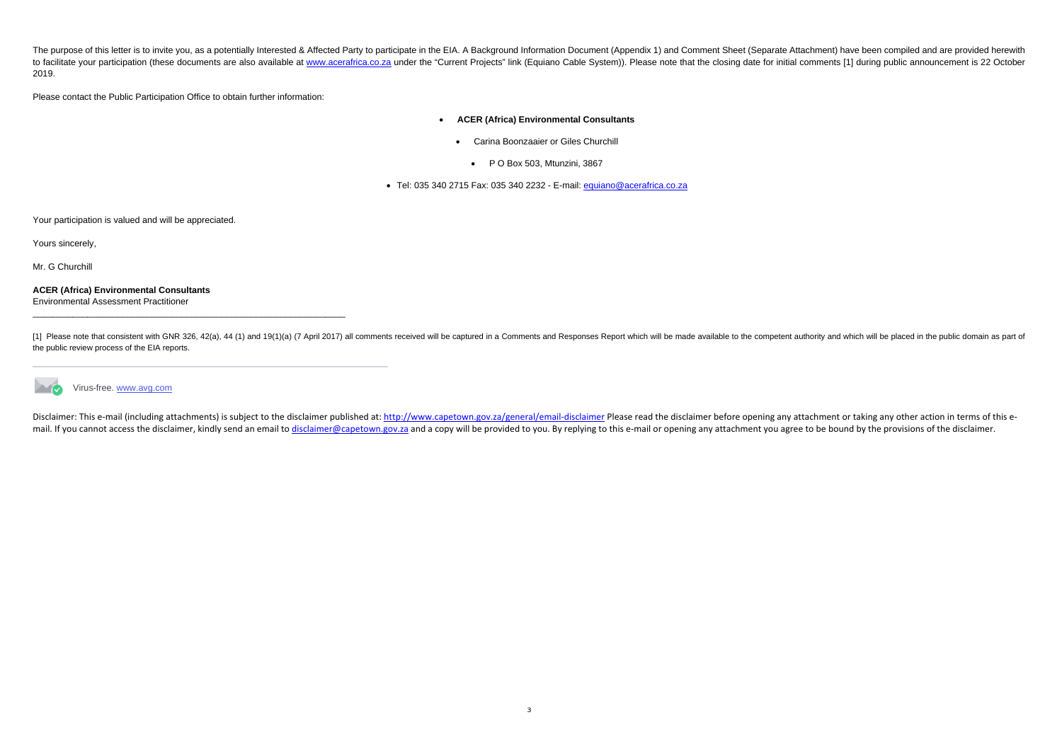The purpose of this letter is to invite you, as a potentially Interested & Affected Party to participate in the EIA. A Background Information Document (Appendix 1) and Comment Sheet (Separate Attachment) have been compiled and are provided herewith to facilitate your participation (these documents are also available at www.acerafrica.co.za under the "Current Projects" link (Equiano Cable System)). Please note that the closing date for initial comments [1] during public announcement is 22 October 2019.

Please contact the Public Participation Office to obtain further information:

- **ACER (Africa) Environmental Consultants**
- Carina Boonzaaier or Giles Churchill
- P O Box 503, Mtunzini, 3867
- Tel: 035 340 2715 Fax: 035 340 2232 - E-mail: equiano@acerafrica.co.za

Your participation is valued and will be appreciated.

Yours sincerely,

Mr. G Churchill

**ACER (Africa) Environmental Consultants**
Environmental Assessment Practitioner

---

[1] Please note that consistent with GNR 326, 42(a), 44 (1) and 19(1)(a) (7 April 2017) all comments received will be captured in a Comments and Responses Report which will be made available to the competent authority and which will be placed in the public domain as part of the public review process of the EIA reports.

---

Virus-free. www.avg.com

Disclaimer: This e-mail (including attachments) is subject to the disclaimer published at: http://www.capetown.gov.za/general/email-disclaimer Please read the disclaimer before opening any attachment or taking any other action in terms of this e-mail. If you cannot access the disclaimer, kindly send an email to disclaimer@capetown.gov.za and a copy will be provided to you. By replying to this e-mail or opening any attachment you agree to be bound by the provisions of the disclaimer.